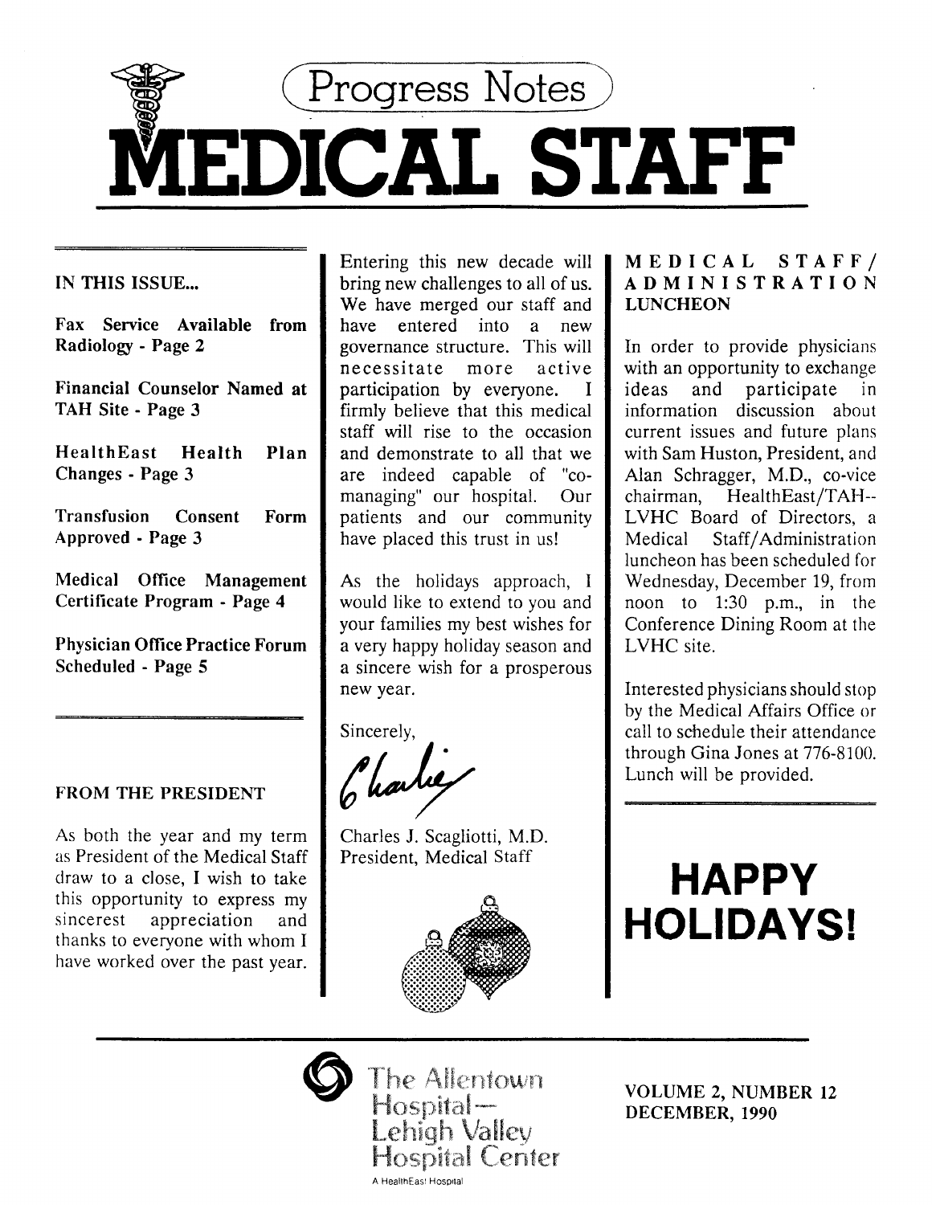# Progress Notes

# MEDICAL STAFF

**IN THIS ISSUE...**

**Fax Service Available from Radiology - Page 2**

**Financial Counselor Named at TAH Site - Page 3**

**HealthEast Health Plan Changes - Page 3**

**Transfusion Consent Form Approved - Page 3**

**Medical Office Management Certificate Program - Page 4**

**Physician Office Practice Forum Scheduled - Page 5**

## FROM THE PRESIDENT

As both the year and my term as President of the Medical Staff draw to a close, I wish to take this opportunity to express my sincerest appreciation and thanks to everyone with whom I have worked over the past year.

Entering this new decade will bring new challenges to all of us. We have merged our staff and have entered into a new governance structure. This will necessitate more active participation by everyone. I firmly believe that this medical staff will rise to the occasion and demonstrate to all that we are indeed capable of "co-managing" our hospital. Our patients and our community have placed this trust in us!

As the holidays approach, I would like to extend to you and your families my best wishes for a very happy holiday season and a sincere wish for a prosperous new year.

Sincerely,

Charlie

Charles J. Scagliotti, M.D.
President, Medical Staff

## MEDICAL STAFF/ ADMINISTRATION LUNCHEON

In order to provide physicians with an opportunity to exchange ideas and participate in information discussion about current issues and future plans with Sam Huston, President, and Alan Schragger, M.D., co-vice chairman, HealthEast/TAH--LVHC Board of Directors, a Medical Staff/Administration luncheon has been scheduled for Wednesday, December 19, from noon to 1:30 p.m., in the Conference Dining Room at the LVHC site.

Interested physicians should stop by the Medical Affairs Office or call to schedule their attendance through Gina Jones at 776-8100. Lunch will be provided.

# HAPPY HOLIDAYS!

The Allentown Hospital—Lehigh Valley Hospital Center
A HealthEast Hospital

VOLUME 2, NUMBER 12
DECEMBER, 1990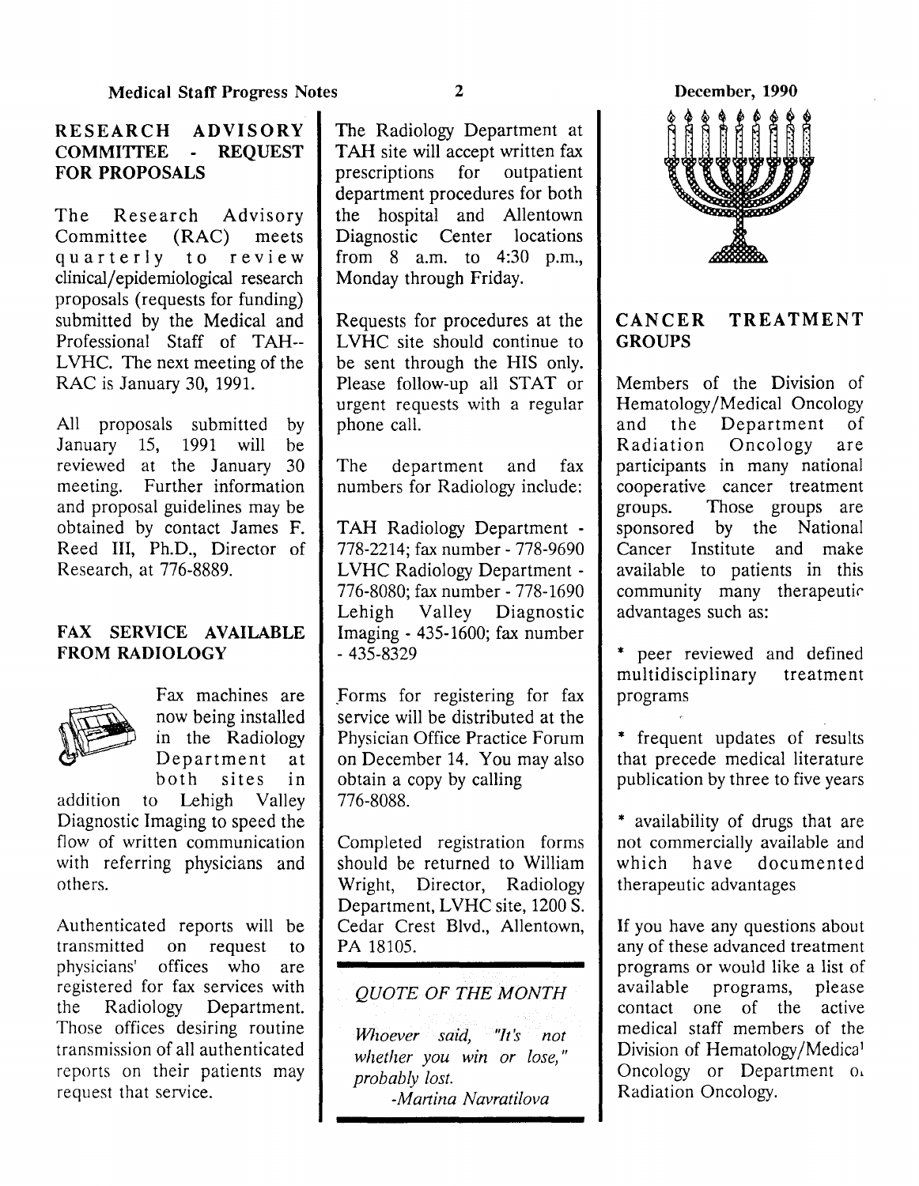## RESEARCH ADVISORY COMMITTEE - REQUEST FOR PROPOSALS

The Research Advisory Committee (RAC) meets quarterly to review clinical/epidemiological research proposals (requests for funding) submitted by the Medical and Professional Staff of TAH--LVHC. The next meeting of the RAC is January 30, 1991.

All proposals submitted by January 15, 1991 will be reviewed at the January 30 meeting. Further information and proposal guidelines may be obtained by contact James F. Reed III, Ph.D., Director of Research, at 776-8889.

## FAX SERVICE AVAILABLE FROM RADIOLOGY

Fax machines are now being installed in the Radiology Department at both sites in addition to Lehigh Valley Diagnostic Imaging to speed the flow of written communication with referring physicians and others.

Authenticated reports will be transmitted on request to physicians' offices who are registered for fax services with the Radiology Department. Those offices desiring routine transmission of all authenticated reports on their patients may request that service.

The Radiology Department at TAH site will accept written fax prescriptions for outpatient department procedures for both the hospital and Allentown Diagnostic Center locations from 8 a.m. to 4:30 p.m., Monday through Friday.

Requests for procedures at the LVHC site should continue to be sent through the HIS only. Please follow-up all STAT or urgent requests with a regular phone call.

The department and fax numbers for Radiology include:

TAH Radiology Department - 778-2214; fax number - 778-9690
LVHC Radiology Department - 776-8080; fax number - 778-1690
Lehigh Valley Diagnostic Imaging - 435-1600; fax number - 435-8329

Forms for registering for fax service will be distributed at the Physician Office Practice Forum on December 14. You may also obtain a copy by calling 776-8088.

Completed registration forms should be returned to William Wright, Director, Radiology Department, LVHC site, 1200 S. Cedar Crest Blvd., Allentown, PA 18105.

*QUOTE OF THE MONTH*

*Whoever said, "It's not whether you win or lose," probably lost.*
*-Martina Navratilova*

## CANCER TREATMENT GROUPS

Members of the Division of Hematology/Medical Oncology and the Department of Radiation Oncology are participants in many national cooperative cancer treatment groups. Those groups are sponsored by the National Cancer Institute and make available to patients in this community many therapeutic advantages such as:

* peer reviewed and defined multidisciplinary treatment programs

* frequent updates of results that precede medical literature publication by three to five years

* availability of drugs that are not commercially available and which have documented therapeutic advantages

If you have any questions about any of these advanced treatment programs or would like a list of available programs, please contact one of the active medical staff members of the Division of Hematology/Medical Oncology or Department of Radiation Oncology.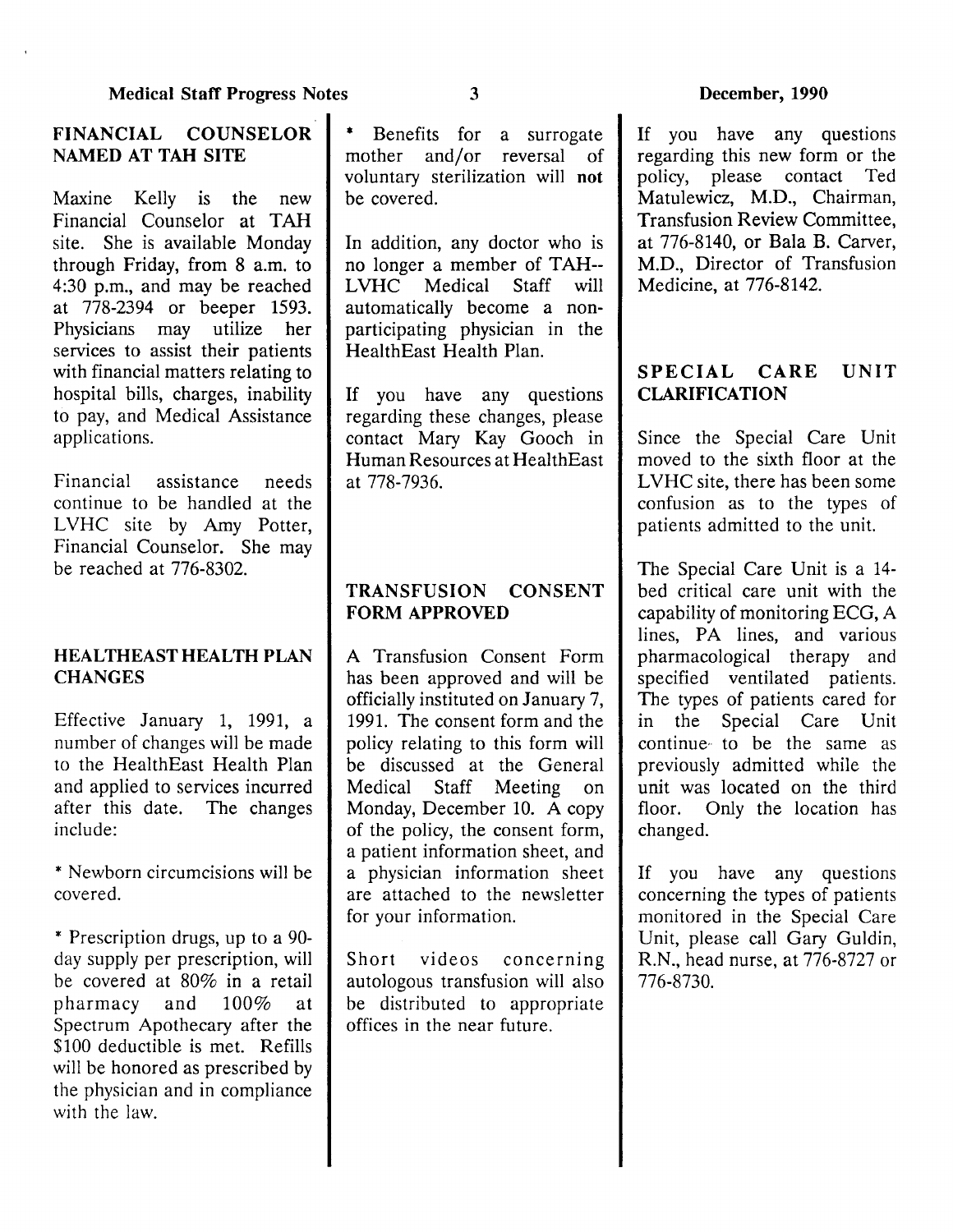## FINANCIAL COUNSELOR NAMED AT TAH SITE

Maxine Kelly is the new Financial Counselor at TAH site. She is available Monday through Friday, from 8 a.m. to 4:30 p.m., and may be reached at 778-2394 or beeper 1593. Physicians may utilize her services to assist their patients with financial matters relating to hospital bills, charges, inability to pay, and Medical Assistance applications.

Financial assistance needs continue to be handled at the LVHC site by Amy Potter, Financial Counselor. She may be reached at 776-8302.

## HEALTHEAST HEALTH PLAN CHANGES

Effective January 1, 1991, a number of changes will be made to the HealthEast Health Plan and applied to services incurred after this date. The changes include:

* Newborn circumcisions will be covered.

* Prescription drugs, up to a 90-day supply per prescription, will be covered at 80% in a retail pharmacy and 100% at Spectrum Apothecary after the $100 deductible is met. Refills will be honored as prescribed by the physician and in compliance with the law.

* Benefits for a surrogate mother and/or reversal of voluntary sterilization will **not** be covered.

In addition, any doctor who is no longer a member of TAH--LVHC Medical Staff will automatically become a non-participating physician in the HealthEast Health Plan.

If you have any questions regarding these changes, please contact Mary Kay Gooch in Human Resources at HealthEast at 778-7936.

## TRANSFUSION CONSENT FORM APPROVED

A Transfusion Consent Form has been approved and will be officially instituted on January 7, 1991. The consent form and the policy relating to this form will be discussed at the General Medical Staff Meeting on Monday, December 10. A copy of the policy, the consent form, a patient information sheet, and a physician information sheet are attached to the newsletter for your information.

Short videos concerning autologous transfusion will also be distributed to appropriate offices in the near future.

If you have any questions regarding this new form or the policy, please contact Ted Matulewicz, M.D., Chairman, Transfusion Review Committee, at 776-8140, or Bala B. Carver, M.D., Director of Transfusion Medicine, at 776-8142.

## SPECIAL CARE UNIT CLARIFICATION

Since the Special Care Unit moved to the sixth floor at the LVHC site, there has been some confusion as to the types of patients admitted to the unit.

The Special Care Unit is a 14-bed critical care unit with the capability of monitoring ECG, A lines, PA lines, and various pharmacological therapy and specified ventilated patients. The types of patients cared for in the Special Care Unit continue to be the same as previously admitted while the unit was located on the third floor. Only the location has changed.

If you have any questions concerning the types of patients monitored in the Special Care Unit, please call Gary Guldin, R.N., head nurse, at 776-8727 or 776-8730.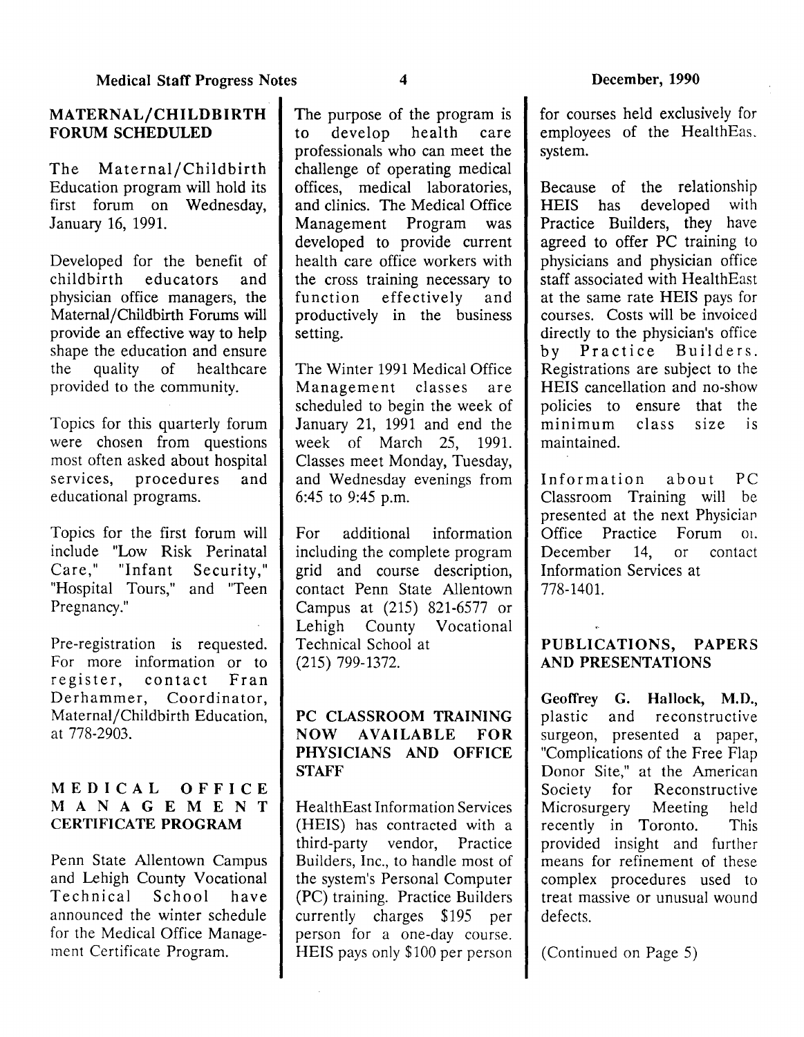## MATERNAL/CHILDBIRTH FORUM SCHEDULED

The Maternal/Childbirth Education program will hold its first forum on Wednesday, January 16, 1991.

Developed for the benefit of childbirth educators and physician office managers, the Maternal/Childbirth Forums will provide an effective way to help shape the education and ensure the quality of healthcare provided to the community.

Topics for this quarterly forum were chosen from questions most often asked about hospital services, procedures and educational programs.

Topics for the first forum will include "Low Risk Perinatal Care," "Infant Security," "Hospital Tours," and "Teen Pregnancy."

Pre-registration is requested. For more information or to register, contact Fran Derhammer, Coordinator, Maternal/Childbirth Education, at 778-2903.

## MEDICAL OFFICE MANAGEMENT CERTIFICATE PROGRAM

Penn State Allentown Campus and Lehigh County Vocational Technical School have announced the winter schedule for the Medical Office Management Certificate Program.

The purpose of the program is to develop health care professionals who can meet the challenge of operating medical offices, medical laboratories, and clinics. The Medical Office Management Program was developed to provide current health care office workers with the cross training necessary to function effectively and productively in the business setting.

The Winter 1991 Medical Office Management classes are scheduled to begin the week of January 21, 1991 and end the week of March 25, 1991. Classes meet Monday, Tuesday, and Wednesday evenings from 6:45 to 9:45 p.m.

For additional information including the complete program grid and course description, contact Penn State Allentown Campus at (215) 821-6577 or Lehigh County Vocational Technical School at (215) 799-1372.

## PC CLASSROOM TRAINING NOW AVAILABLE FOR PHYSICIANS AND OFFICE STAFF

HealthEast Information Services (HEIS) has contracted with a third-party vendor, Practice Builders, Inc., to handle most of the system's Personal Computer (PC) training. Practice Builders currently charges $195 per person for a one-day course. HEIS pays only $100 per person for courses held exclusively for employees of the HealthEast system.

Because of the relationship HEIS has developed with Practice Builders, they have agreed to offer PC training to physicians and physician office staff associated with HealthEast at the same rate HEIS pays for courses. Costs will be invoiced directly to the physician's office by Practice Builders. Registrations are subject to the HEIS cancellation and no-show policies to ensure that the minimum class size is maintained.

Information about PC Classroom Training will be presented at the next Physician Office Practice Forum on December 14, or contact Information Services at 778-1401.

## PUBLICATIONS, PAPERS AND PRESENTATIONS

**Geoffrey G. Hallock, M.D.**, plastic and reconstructive surgeon, presented a paper, "Complications of the Free Flap Donor Site," at the American Society for Reconstructive Microsurgery Meeting held recently in Toronto. This provided insight and further means for refinement of these complex procedures used to treat massive or unusual wound defects.

(Continued on Page 5)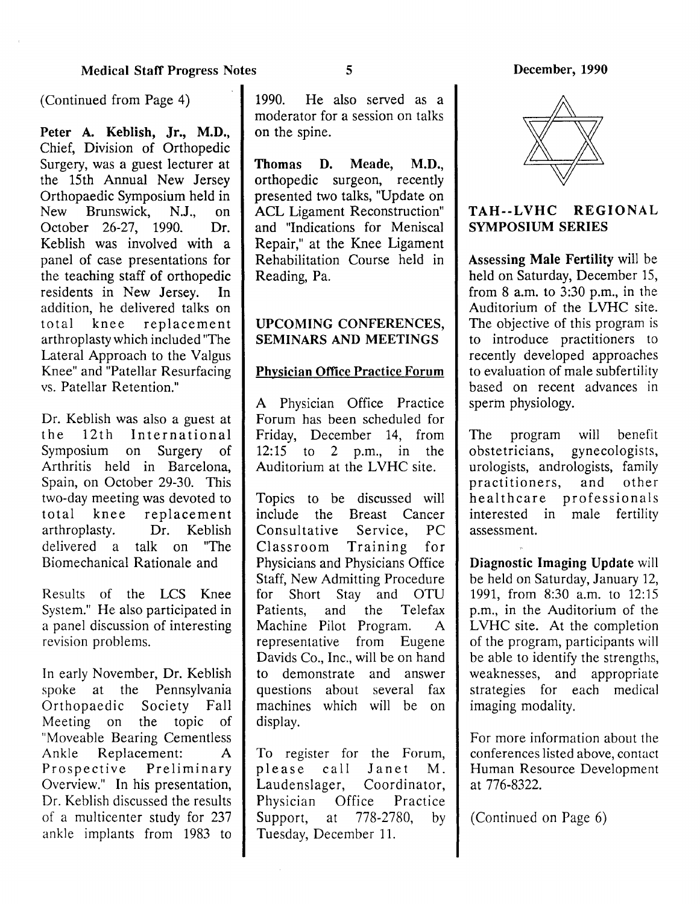(Continued from Page 4)

**Peter A. Keblish, Jr., M.D.**, Chief, Division of Orthopedic Surgery, was a guest lecturer at the 15th Annual New Jersey Orthopaedic Symposium held in New Brunswick, N.J., on October 26-27, 1990. Dr. Keblish was involved with a panel of case presentations for the teaching staff of orthopedic residents in New Jersey. In addition, he delivered talks on total knee replacement arthroplasty which included "The Lateral Approach to the Valgus Knee" and "Patellar Resurfacing vs. Patellar Retention."

Dr. Keblish was also a guest at the 12th International Symposium on Surgery of Arthritis held in Barcelona, Spain, on October 29-30. This two-day meeting was devoted to total knee replacement arthroplasty. Dr. Keblish delivered a talk on "The Biomechanical Rationale and Results of the LCS Knee System." He also participated in a panel discussion of interesting revision problems.

In early November, Dr. Keblish spoke at the Pennsylvania Orthopaedic Society Fall Meeting on the topic of "Moveable Bearing Cementless Ankle Replacement: A Prospective Preliminary Overview." In his presentation, Dr. Keblish discussed the results of a multicenter study for 237 ankle implants from 1983 to 1990. He also served as a moderator for a session on talks on the spine.

**Thomas D. Meade, M.D.**, orthopedic surgeon, recently presented two talks, "Update on ACL Ligament Reconstruction" and "Indications for Meniscal Repair," at the Knee Ligament Rehabilitation Course held in Reading, Pa.

## UPCOMING CONFERENCES, SEMINARS AND MEETINGS

### Physician Office Practice Forum

A Physician Office Practice Forum has been scheduled for Friday, December 14, from 12:15 to 2 p.m., in the Auditorium at the LVHC site.

Topics to be discussed will include the Breast Cancer Consultative Service, PC Classroom Training for Physicians and Physicians Office Staff, New Admitting Procedure for Short Stay and OTU Patients, and the Telefax Machine Pilot Program. A representative from Eugene Davids Co., Inc., will be on hand to demonstrate and answer questions about several fax machines which will be on display.

To register for the Forum, please call Janet M. Laudenslager, Coordinator, Physician Office Practice Support, at 778-2780, by Tuesday, December 11.

## TAH--LVHC REGIONAL SYMPOSIUM SERIES

**Assessing Male Fertility** will be held on Saturday, December 15, from 8 a.m. to 3:30 p.m., in the Auditorium of the LVHC site. The objective of this program is to introduce practitioners to recently developed approaches to evaluation of male subfertility based on recent advances in sperm physiology.

The program will benefit obstetricians, gynecologists, urologists, andrologists, family practitioners, and other healthcare professionals interested in male fertility assessment.

**Diagnostic Imaging Update** will be held on Saturday, January 12, 1991, from 8:30 a.m. to 12:15 p.m., in the Auditorium of the LVHC site. At the completion of the program, participants will be able to identify the strengths, weaknesses, and appropriate strategies for each medical imaging modality.

For more information about the conferences listed above, contact Human Resource Development at 776-8322.

(Continued on Page 6)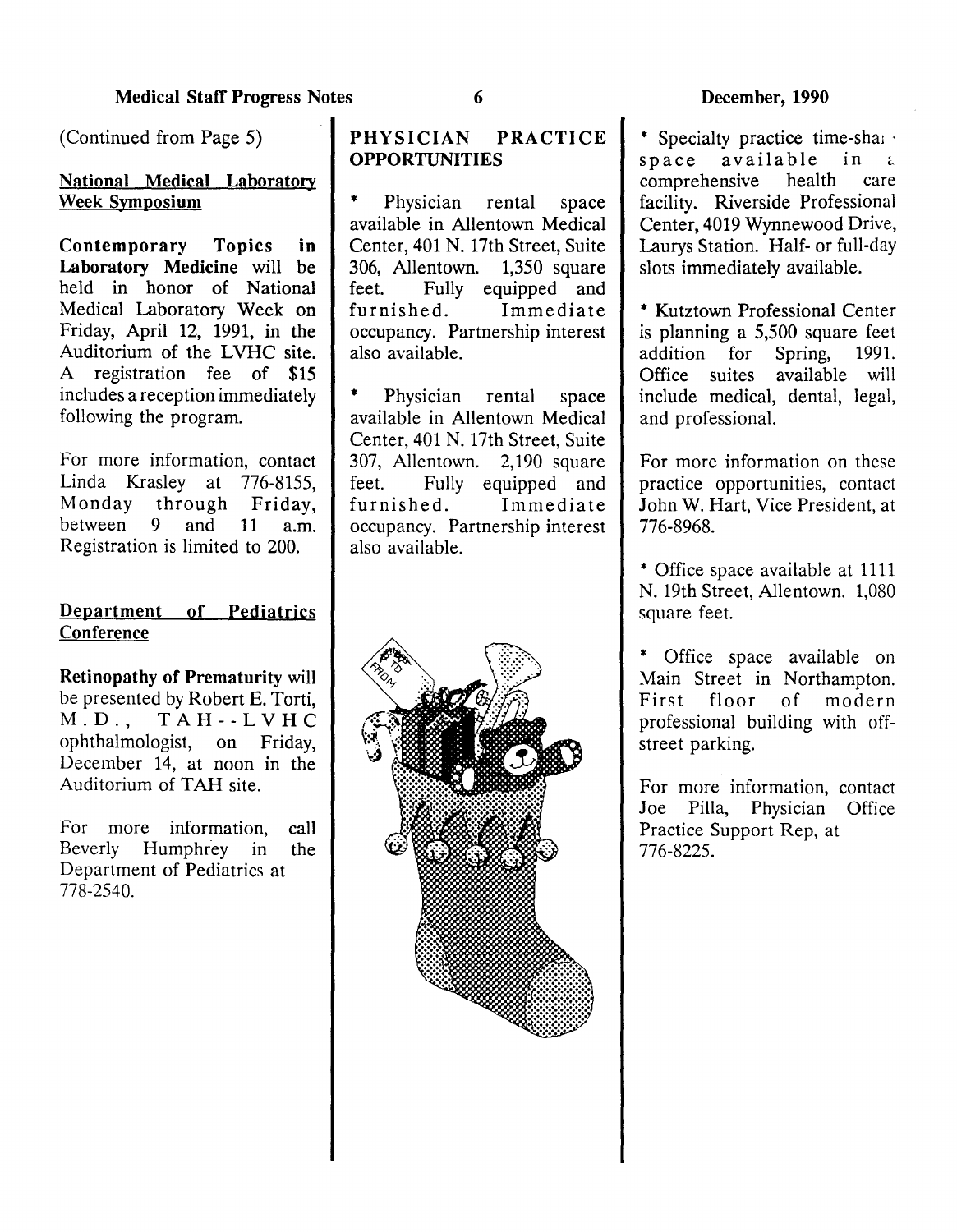(Continued from Page 5)

## National Medical Laboratory Week Symposium

**Contemporary Topics in Laboratory Medicine** will be held in honor of National Medical Laboratory Week on Friday, April 12, 1991, in the Auditorium of the LVHC site. A registration fee of $15 includes a reception immediately following the program.

For more information, contact Linda Krasley at 776-8155, Monday through Friday, between 9 and 11 a.m. Registration is limited to 200.

## Department of Pediatrics Conference

**Retinopathy of Prematurity** will be presented by Robert E. Torti, M.D., TAH--LVHC ophthalmologist, on Friday, December 14, at noon in the Auditorium of TAH site.

For more information, call Beverly Humphrey in the Department of Pediatrics at 778-2540.

## PHYSICIAN PRACTICE OPPORTUNITIES

* Physician rental space available in Allentown Medical Center, 401 N. 17th Street, Suite 306, Allentown. 1,350 square feet. Fully equipped and furnished. Immediate occupancy. Partnership interest also available.

* Physician rental space available in Allentown Medical Center, 401 N. 17th Street, Suite 307, Allentown. 2,190 square feet. Fully equipped and furnished. Immediate occupancy. Partnership interest also available.

* Specialty practice time-share space available in a comprehensive health care facility. Riverside Professional Center, 4019 Wynnewood Drive, Laurys Station. Half- or full-day slots immediately available.

* Kutztown Professional Center is planning a 5,500 square feet addition for Spring, 1991. Office suites available will include medical, dental, legal, and professional.

For more information on these practice opportunities, contact John W. Hart, Vice President, at 776-8968.

* Office space available at 1111 N. 19th Street, Allentown. 1,080 square feet.

* Office space available on Main Street in Northampton. First floor of modern professional building with off-street parking.

For more information, contact Joe Pilla, Physician Office Practice Support Rep, at 776-8225.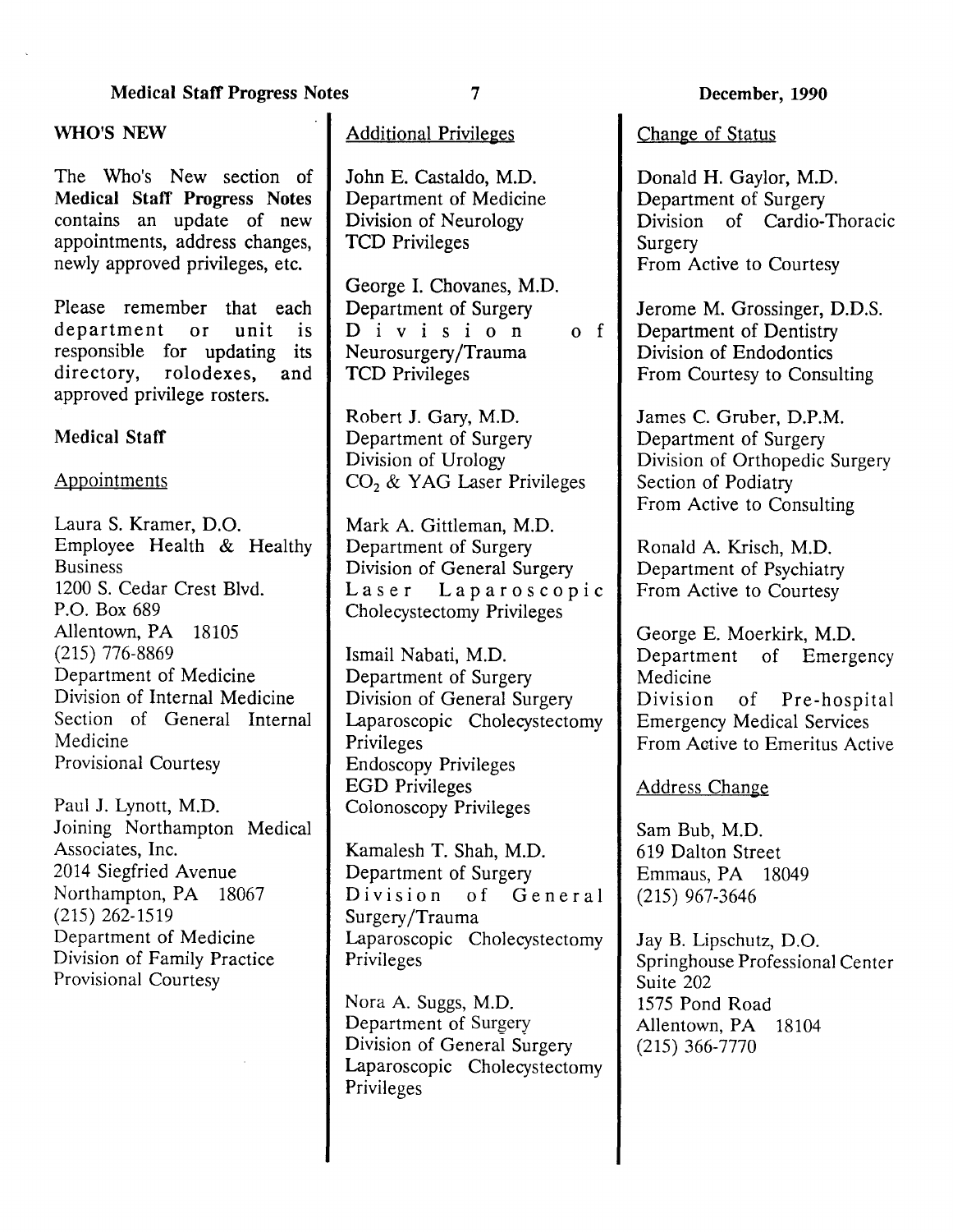## WHO'S NEW

The Who's New section of **Medical Staff Progress Notes** contains an update of new appointments, address changes, newly approved privileges, etc.

Please remember that each department or unit is responsible for updating its directory, rolodexes, and approved privilege rosters.

### Medical Staff

#### Appointments

Laura S. Kramer, D.O.
Employee Health & Healthy Business
1200 S. Cedar Crest Blvd.
P.O. Box 689
Allentown, PA 18105
(215) 776-8869
Department of Medicine
Division of Internal Medicine
Section of General Internal Medicine
Provisional Courtesy

Paul J. Lynott, M.D.
Joining Northampton Medical Associates, Inc.
2014 Siegfried Avenue
Northampton, PA 18067
(215) 262-1519
Department of Medicine
Division of Family Practice
Provisional Courtesy

#### Additional Privileges

John E. Castaldo, M.D.
Department of Medicine
Division of Neurology
TCD Privileges

George I. Chovanes, M.D.
Department of Surgery
Division of Neurosurgery/Trauma
TCD Privileges

Robert J. Gary, M.D.
Department of Surgery
Division of Urology
$CO_2$ & YAG Laser Privileges

Mark A. Gittleman, M.D.
Department of Surgery
Division of General Surgery
Laser Laparoscopic Cholecystectomy Privileges

Ismail Nabati, M.D.
Department of Surgery
Division of General Surgery
Laparoscopic Cholecystectomy Privileges
Endoscopy Privileges
EGD Privileges
Colonoscopy Privileges

Kamalesh T. Shah, M.D.
Department of Surgery
Division of General Surgery/Trauma
Laparoscopic Cholecystectomy Privileges

Nora A. Suggs, M.D.
Department of Surgery
Division of General Surgery
Laparoscopic Cholecystectomy Privileges

#### Change of Status

Donald H. Gaylor, M.D.
Department of Surgery
Division of Cardio-Thoracic Surgery
From Active to Courtesy

Jerome M. Grossinger, D.D.S.
Department of Dentistry
Division of Endodontics
From Courtesy to Consulting

James C. Gruber, D.P.M.
Department of Surgery
Division of Orthopedic Surgery
Section of Podiatry
From Active to Consulting

Ronald A. Krisch, M.D.
Department of Psychiatry
From Active to Courtesy

George E. Moerkirk, M.D.
Department of Emergency Medicine
Division of Pre-hospital Emergency Medical Services
From Active to Emeritus Active

#### Address Change

Sam Bub, M.D.
619 Dalton Street
Emmaus, PA 18049
(215) 967-3646

Jay B. Lipschutz, D.O.
Springhouse Professional Center
Suite 202
1575 Pond Road
Allentown, PA 18104
(215) 366-7770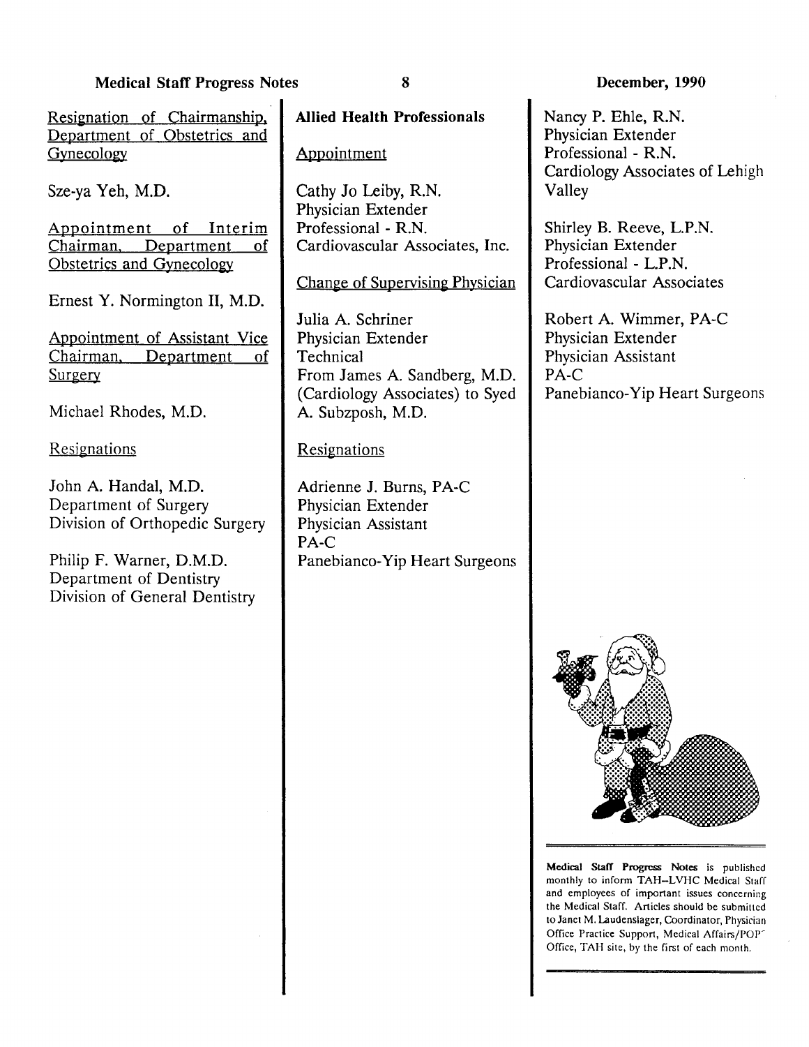Resignation of Chairmanship, Department of Obstetrics and Gynecology

Sze-ya Yeh, M.D.

Appointment of Interim Chairman, Department of Obstetrics and Gynecology

Ernest Y. Normington II, M.D.

Appointment of Assistant Vice Chairman, Department of Surgery

Michael Rhodes, M.D.

Resignations

John A. Handal, M.D.
Department of Surgery
Division of Orthopedic Surgery

Philip F. Warner, D.M.D.
Department of Dentistry
Division of General Dentistry

## Allied Health Professionals

Appointment

Cathy Jo Leiby, R.N.
Physician Extender
Professional - R.N.
Cardiovascular Associates, Inc.

Change of Supervising Physician

Julia A. Schriner
Physician Extender
Technical
From James A. Sandberg, M.D. (Cardiology Associates) to Syed A. Subzposh, M.D.

Resignations

Adrienne J. Burns, PA-C
Physician Extender
Physician Assistant
PA-C
Panebianco-Yip Heart Surgeons

Nancy P. Ehle, R.N.
Physician Extender
Professional - R.N.
Cardiology Associates of Lehigh Valley

Shirley B. Reeve, L.P.N.
Physician Extender
Professional - L.P.N.
Cardiovascular Associates

Robert A. Wimmer, PA-C
Physician Extender
Physician Assistant
PA-C
Panebianco-Yip Heart Surgeons

---

**Medical Staff Progress Notes** is published monthly to inform TAH--LVHC Medical Staff and employees of important issues concerning the Medical Staff. Articles should be submitted to Janet M. Laudenslager, Coordinator, Physician Office Practice Support, Medical Affairs/POP Office, TAH site, by the first of each month.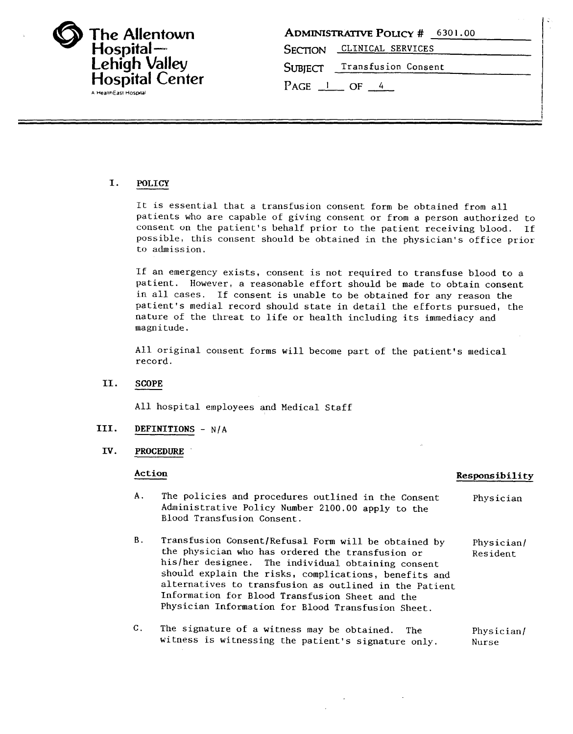**The Allentown Hospital— Lehigh Valley Hospital Center**
A HealthEast Hospital

**ADMINISTRATIVE POLICY #** 6301.00
**SECTION** CLINICAL SERVICES
**SUBJECT** Transfusion Consent

## I. POLICY

It is essential that a transfusion consent form be obtained from all patients who are capable of giving consent or from a person authorized to consent on the patient's behalf prior to the patient receiving blood. If possible, this consent should be obtained in the physician's office prior to admission.

If an emergency exists, consent is not required to transfuse blood to a patient. However, a reasonable effort should be made to obtain consent in all cases. If consent is unable to be obtained for any reason the patient's medial record should state in detail the efforts pursued, the nature of the threat to life or health including its immediacy and magnitude.

All original consent forms will become part of the patient's medical record.

## II. SCOPE

All hospital employees and Medical Staff

## III. DEFINITIONS - N/A

## IV. PROCEDURE

| Action | Responsibility |
|---|---|
| A. The policies and procedures outlined in the Consent Administrative Policy Number 2100.00 apply to the Blood Transfusion Consent. | Physician |
| B. Transfusion Consent/Refusal Form will be obtained by the physician who has ordered the transfusion or his/her designee. The individual obtaining consent should explain the risks, complications, benefits and alternatives to transfusion as outlined in the Patient Information for Blood Transfusion Sheet and the Physician Information for Blood Transfusion Sheet. | Physician/ Resident |
| C. The signature of a witness may be obtained. The witness is witnessing the patient's signature only. | Physician/ Nurse |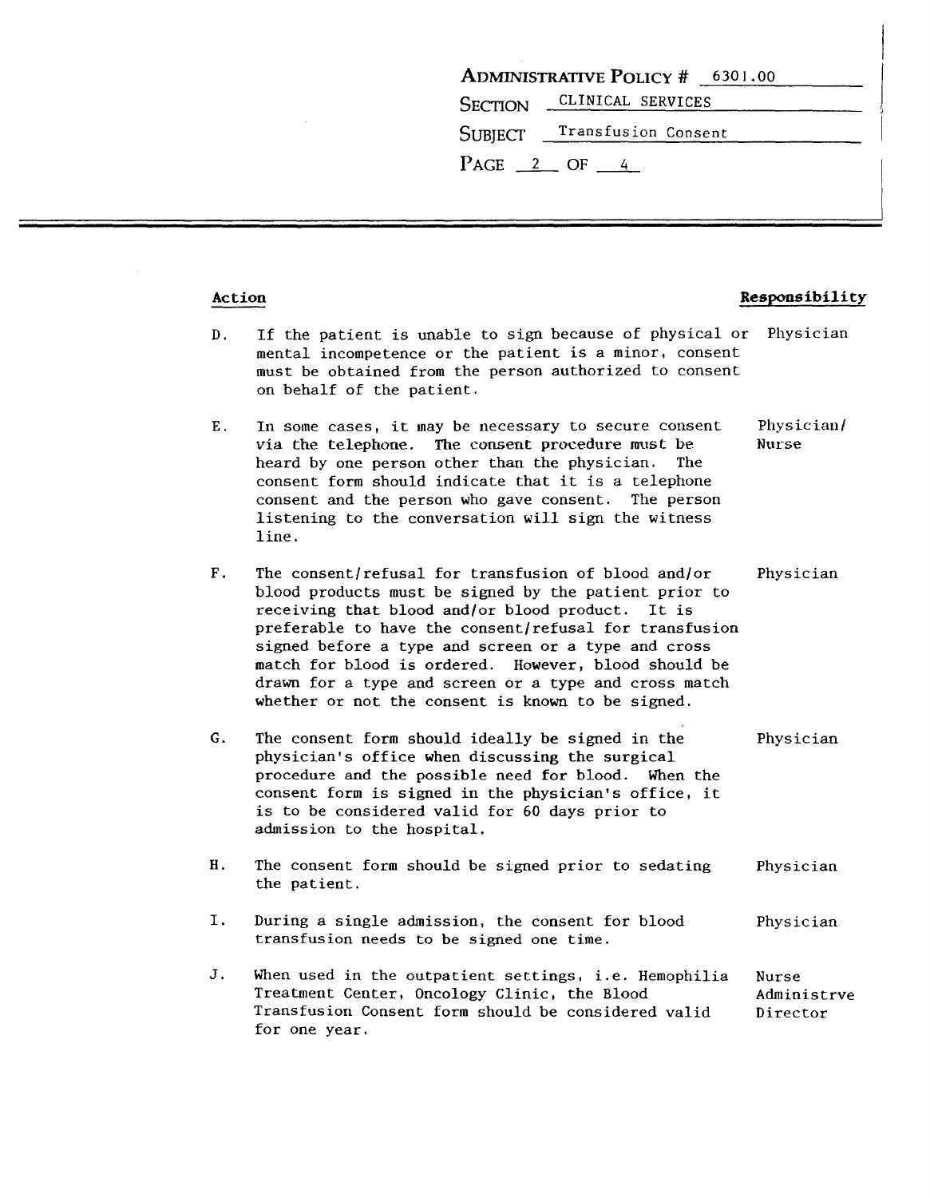| Administrative Policy # | 6301.00 |
| --- | --- |
| Section | CLINICAL SERVICES |
| Subject | Transfusion Consent |

| Action | | Responsibility |
| --- | --- | --- |
| D. | If the patient is unable to sign because of physical or mental incompetence or the patient is a minor, consent must be obtained from the person authorized to consent on behalf of the patient. | Physician |
| E. | In some cases, it may be necessary to secure consent via the telephone. The consent procedure must be heard by one person other than the physician. The consent form should indicate that it is a telephone consent and the person who gave consent. The person listening to the conversation will sign the witness line. | Physician/ Nurse |
| F. | The consent/refusal for transfusion of blood and/or blood products must be signed by the patient prior to receiving that blood and/or blood product. It is preferable to have the consent/refusal for transfusion signed before a type and screen or a type and cross match for blood is ordered. However, blood should be drawn for a type and screen or a type and cross match whether or not the consent is known to be signed. | Physician |
| G. | The consent form should ideally be signed in the physician's office when discussing the surgical procedure and the possible need for blood. When the consent form is signed in the physician's office, it is to be considered valid for 60 days prior to admission to the hospital. | Physician |
| H. | The consent form should be signed prior to sedating the patient. | Physician |
| I. | During a single admission, the consent for blood transfusion needs to be signed one time. | Physician |
| J. | When used in the outpatient settings, i.e. Hemophilia Treatment Center, Oncology Clinic, the Blood Transfusion Consent form should be considered valid for one year. | Nurse Administrve Director |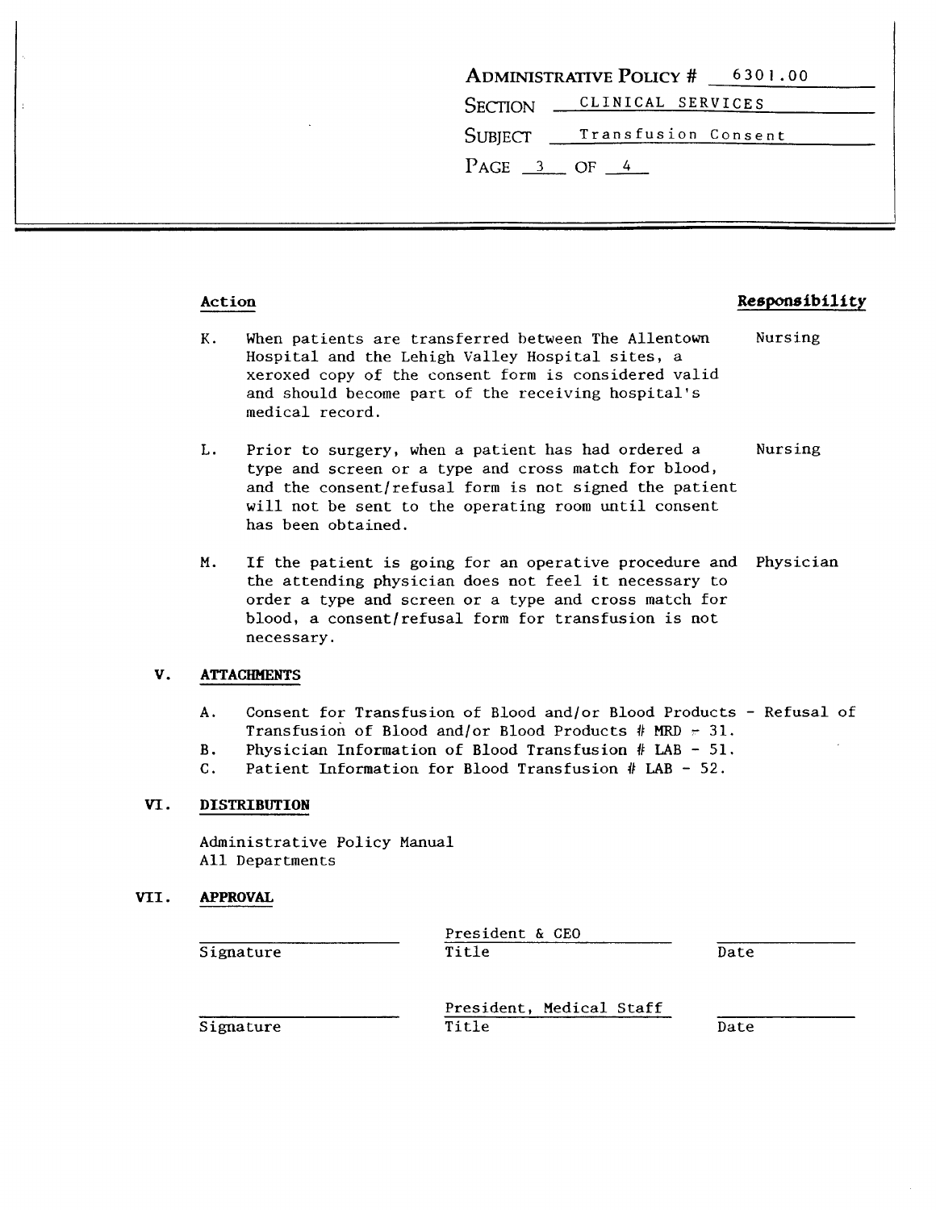| Action | Responsibility |
|---|---|
| K. When patients are transferred between The Allentown Hospital and the Lehigh Valley Hospital sites, a xeroxed copy of the consent form is considered valid and should become part of the receiving hospital's medical record. | Nursing |
| L. Prior to surgery, when a patient has had ordered a type and screen or a type and cross match for blood, and the consent/refusal form is not signed the patient will not be sent to the operating room until consent has been obtained. | Nursing |
| M. If the patient is going for an operative procedure and the attending physician does not feel it necessary to order a type and screen or a type and cross match for blood, a consent/refusal form for transfusion is not necessary. | Physician |

## V. ATTACHMENTS

A. Consent for Transfusion of Blood and/or Blood Products - Refusal of Transfusion of Blood and/or Blood Products # MRD - 31.
B. Physician Information of Blood Transfusion # LAB - 51.
C. Patient Information for Blood Transfusion # LAB - 52.

## VI. DISTRIBUTION

Administrative Policy Manual
All Departments

## VII. APPROVAL

| Signature | Title | Date |
|---|---|---|
| | President & CEO | |
| | President, Medical Staff | |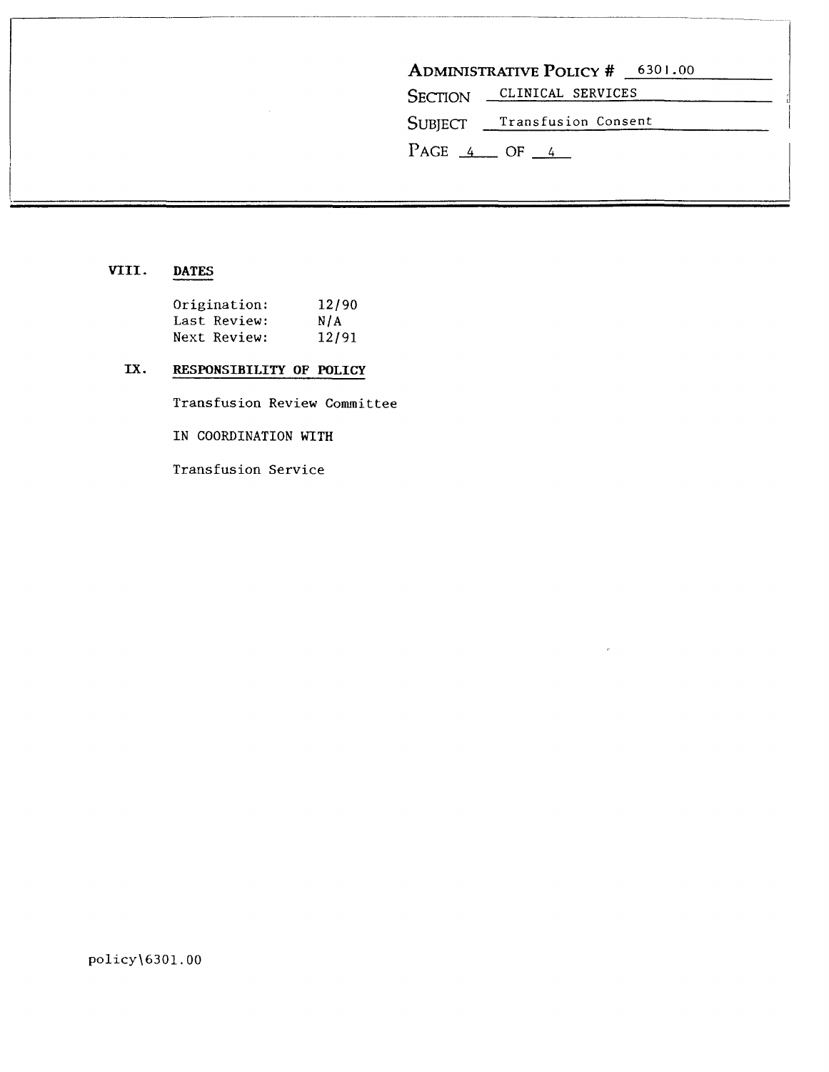**ADMINISTRATIVE POLICY #** 6301.00

**SECTION** CLINICAL SERVICES

**SUBJECT** Transfusion Consent

## VIII. DATES

| | |
|---|---|
| Origination: | 12/90 |
| Last Review: | N/A |
| Next Review: | 12/91 |

## IX. RESPONSIBILITY OF POLICY

Transfusion Review Committee

IN COORDINATION WITH

Transfusion Service

policy\6301.00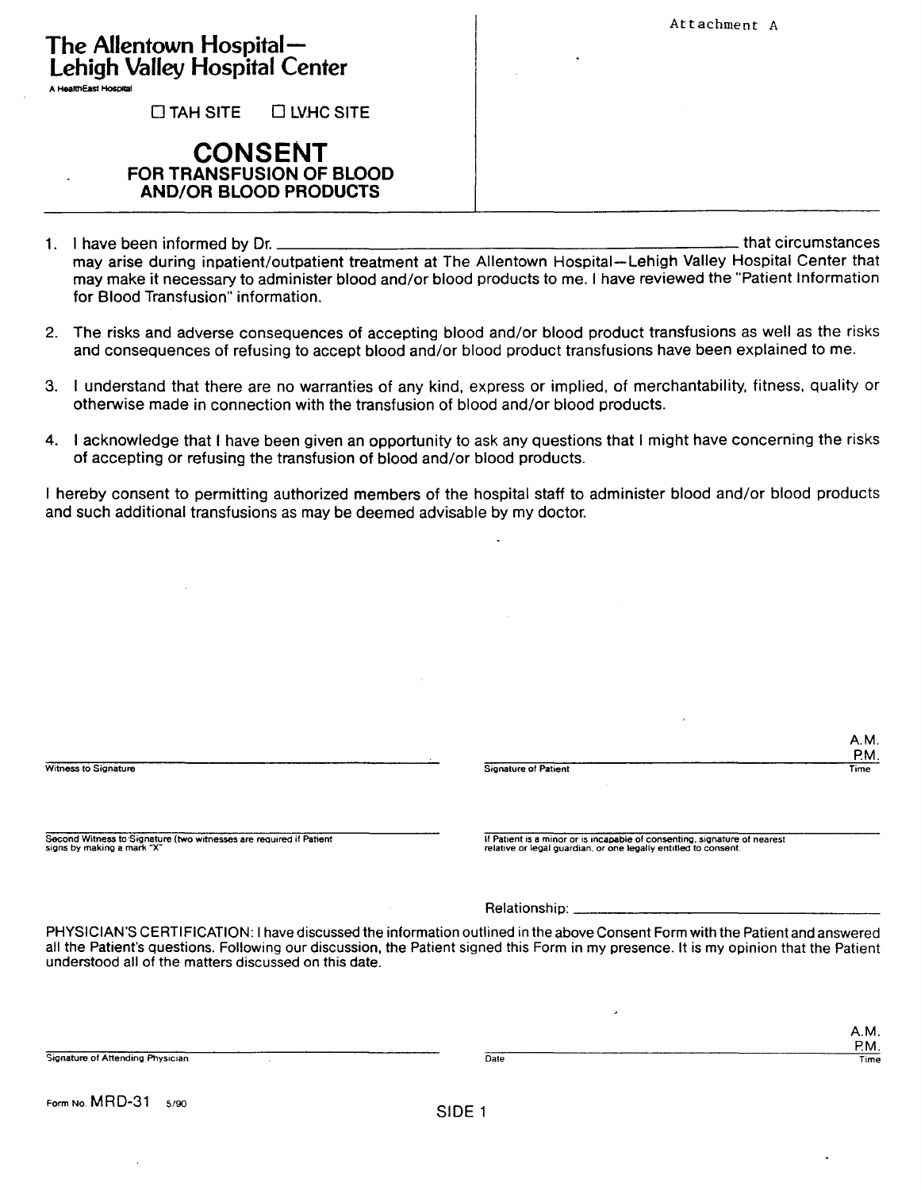Attachment A

# The Allentown Hospital— Lehigh Valley Hospital Center

A HealthEast Hospital

☐ TAH SITE ☐ LVHC SITE

## CONSENT
### FOR TRANSFUSION OF BLOOD AND/OR BLOOD PRODUCTS

1. I have been informed by Dr. ______________________________ that circumstances may arise during inpatient/outpatient treatment at The Allentown Hospital—Lehigh Valley Hospital Center that may make it necessary to administer blood and/or blood products to me. I have reviewed the "Patient Information for Blood Transfusion" information.

2. The risks and adverse consequences of accepting blood and/or blood product transfusions as well as the risks and consequences of refusing to accept blood and/or blood product transfusions have been explained to me.

3. I understand that there are no warranties of any kind, express or implied, of merchantability, fitness, quality or otherwise made in connection with the transfusion of blood and/or blood products.

4. I acknowledge that I have been given an opportunity to ask any questions that I might have concerning the risks of accepting or refusing the transfusion of blood and/or blood products.

I hereby consent to permitting authorized members of the hospital staff to administer blood and/or blood products and such additional transfusions as may be deemed advisable by my doctor.

______________________________ Witness to Signature

______________________________ Signature of Patient ________ A.M. P.M. Time

______________________________ Second Witness to Signature (two witnesses are required if Patient signs by making a mark "X"

______________________________ If Patient is a minor or is incapable of consenting, signature of nearest relative or legal guardian, or one legally entitled to consent.

Relationship: ______________________________

PHYSICIAN'S CERTIFICATION: I have discussed the information outlined in the above Consent Form with the Patient and answered all the Patient's questions. Following our discussion, the Patient signed this Form in my presence. It is my opinion that the Patient understood all of the matters discussed on this date.

______________________________ Signature of Attending Physician

______________________________ Date ________ A.M. P.M. Time

Form No. MRD-31 5/90

SIDE 1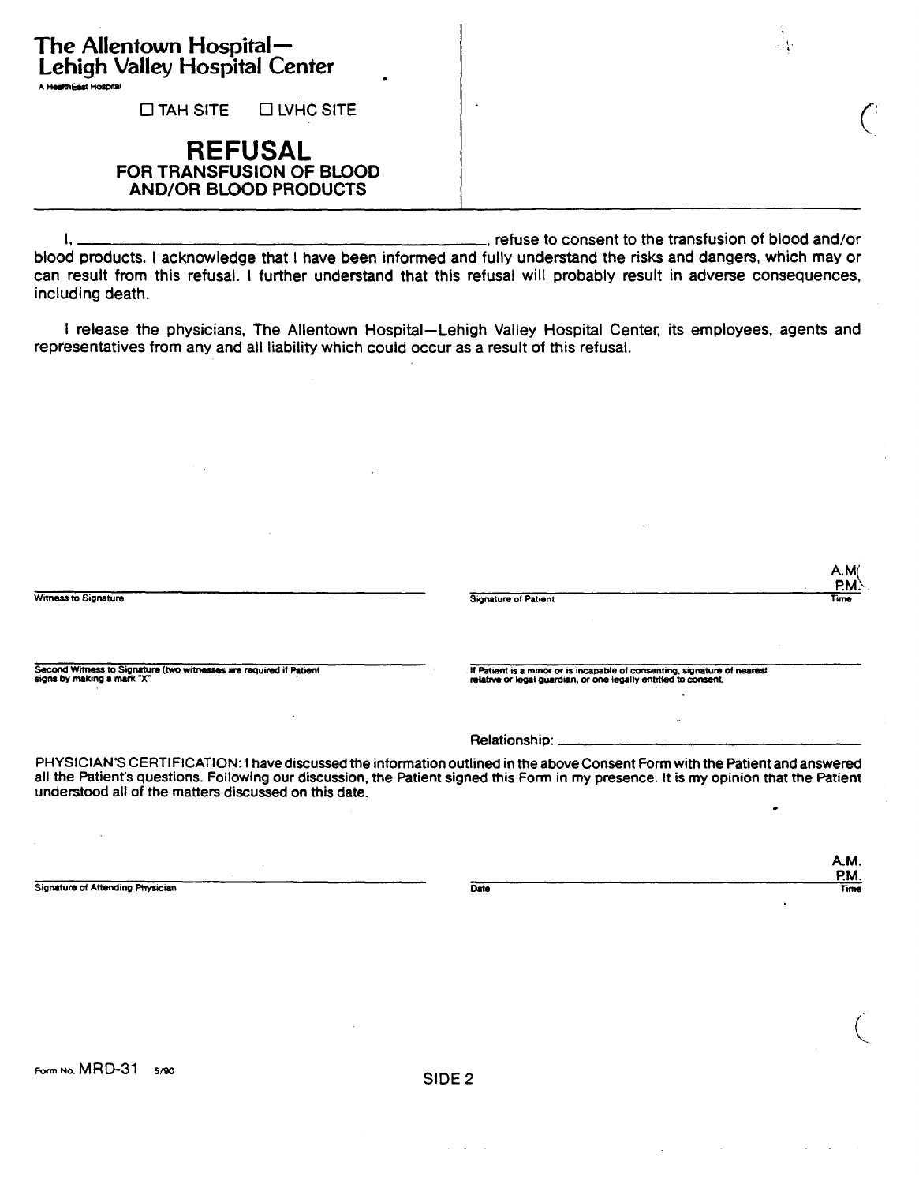**The Allentown Hospital— Lehigh Valley Hospital Center**

A HealthEast Hospital

☐ TAH SITE ☐ LVHC SITE

# REFUSAL

## FOR TRANSFUSION OF BLOOD AND/OR BLOOD PRODUCTS

I, _______________________________________________, refuse to consent to the transfusion of blood and/or blood products. I acknowledge that I have been informed and fully understand the risks and dangers, which may or can result from this refusal. I further understand that this refusal will probably result in adverse consequences, including death.

I release the physicians, The Allentown Hospital—Lehigh Valley Hospital Center, its employees, agents and representatives from any and all liability which could occur as a result of this refusal.

_______________________________ Witness to Signature

_______________________________ Signature of Patient ________ A.M. P.M. Time

_______________________________ Second Witness to Signature (two witnesses are required if Patient signs by making a mark "X"

_______________________________ If Patient is a minor or is incapable of consenting, signature of nearest relative or legal guardian, or one legally entitled to consent.

Relationship: _______________________________

PHYSICIAN'S CERTIFICATION: I have discussed the information outlined in the above Consent Form with the Patient and answered all the Patient's questions. Following our discussion, the Patient signed this Form in my presence. It is my opinion that the Patient understood all of the matters discussed on this date.

_______________________________ Signature of Attending Physician

_______________________________ Date ________ A.M. P.M. Time

Form No. MRD-31 5/90

SIDE 2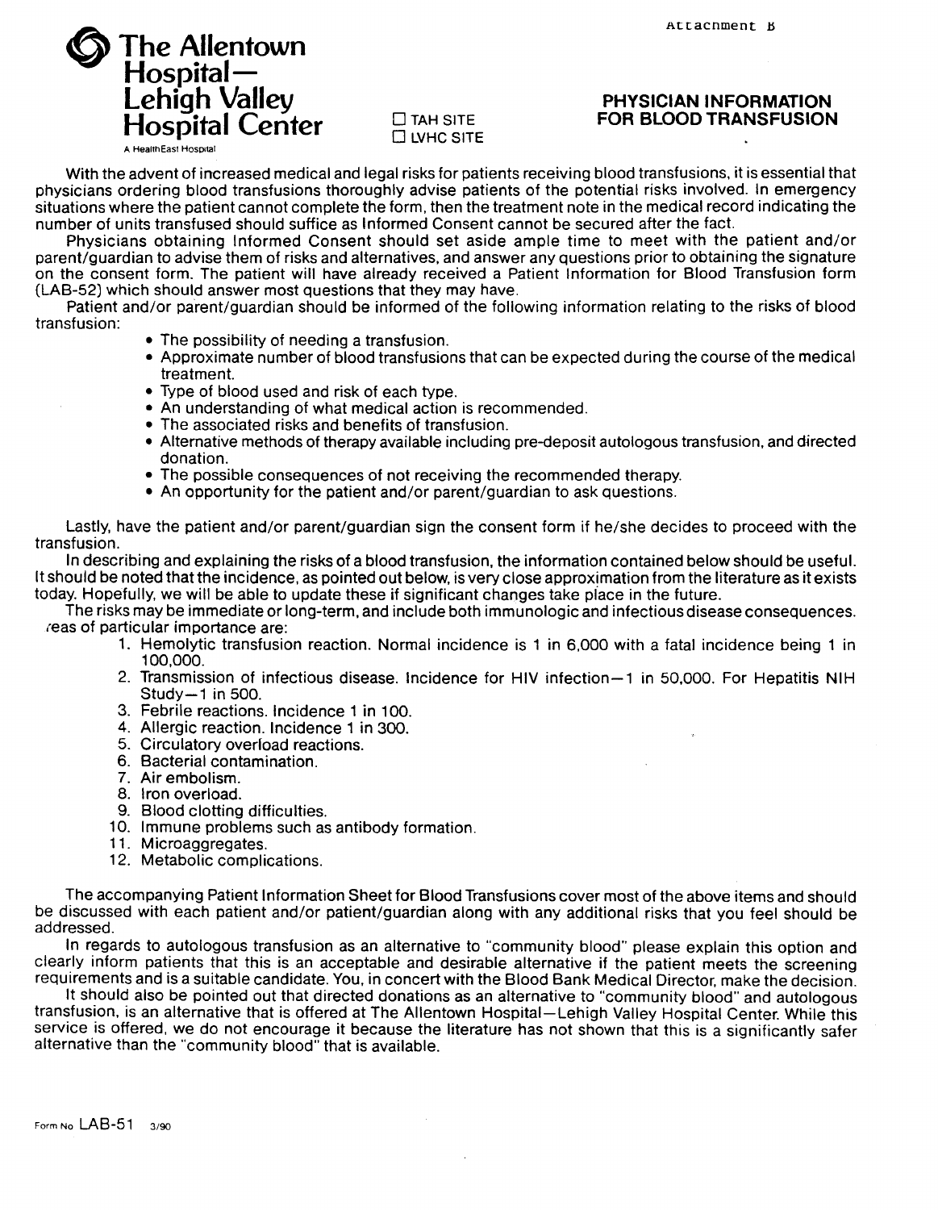Attachment B

# The Allentown Hospital— Lehigh Valley Hospital Center

A HealthEast Hospital

☐ TAH SITE
☐ LVHC SITE

## PHYSICIAN INFORMATION FOR BLOOD TRANSFUSION

With the advent of increased medical and legal risks for patients receiving blood transfusions, it is essential that physicians ordering blood transfusions thoroughly advise patients of the potential risks involved. In emergency situations where the patient cannot complete the form, then the treatment note in the medical record indicating the number of units transfused should suffice as Informed Consent cannot be secured after the fact.

Physicians obtaining Informed Consent should set aside ample time to meet with the patient and/or parent/guardian to advise them of risks and alternatives, and answer any questions prior to obtaining the signature on the consent form. The patient will have already received a Patient Information for Blood Transfusion form (LAB-52) which should answer most questions that they may have.

Patient and/or parent/guardian should be informed of the following information relating to the risks of blood transfusion:

- The possibility of needing a transfusion.
- Approximate number of blood transfusions that can be expected during the course of the medical treatment.
- Type of blood used and risk of each type.
- An understanding of what medical action is recommended.
- The associated risks and benefits of transfusion.
- Alternative methods of therapy available including pre-deposit autologous transfusion, and directed donation.
- The possible consequences of not receiving the recommended therapy.
- An opportunity for the patient and/or parent/guardian to ask questions.

Lastly, have the patient and/or parent/guardian sign the consent form if he/she decides to proceed with the transfusion.

In describing and explaining the risks of a blood transfusion, the information contained below should be useful. It should be noted that the incidence, as pointed out below, is very close approximation from the literature as it exists today. Hopefully, we will be able to update these if significant changes take place in the future.

The risks may be immediate or long-term, and include both immunologic and infectious disease consequences. reas of particular importance are:

1. Hemolytic transfusion reaction. Normal incidence is 1 in 6,000 with a fatal incidence being 1 in 100,000.
2. Transmission of infectious disease. Incidence for HIV infection—1 in 50,000. For Hepatitis NIH Study—1 in 500.
3. Febrile reactions. Incidence 1 in 100.
4. Allergic reaction. Incidence 1 in 300.
5. Circulatory overload reactions.
6. Bacterial contamination.
7. Air embolism.
8. Iron overload.
9. Blood clotting difficulties.
10. Immune problems such as antibody formation.
11. Microaggregates.
12. Metabolic complications.

The accompanying Patient Information Sheet for Blood Transfusions cover most of the above items and should be discussed with each patient and/or patient/guardian along with any additional risks that you feel should be addressed.

In regards to autologous transfusion as an alternative to "community blood" please explain this option and clearly inform patients that this is an acceptable and desirable alternative if the patient meets the screening requirements and is a suitable candidate. You, in concert with the Blood Bank Medical Director, make the decision.

It should also be pointed out that directed donations as an alternative to "community blood" and autologous transfusion, is an alternative that is offered at The Allentown Hospital—Lehigh Valley Hospital Center. While this service is offered, we do not encourage it because the literature has not shown that this is a significantly safer alternative than the "community blood" that is available.

Form No LAB-51 3/90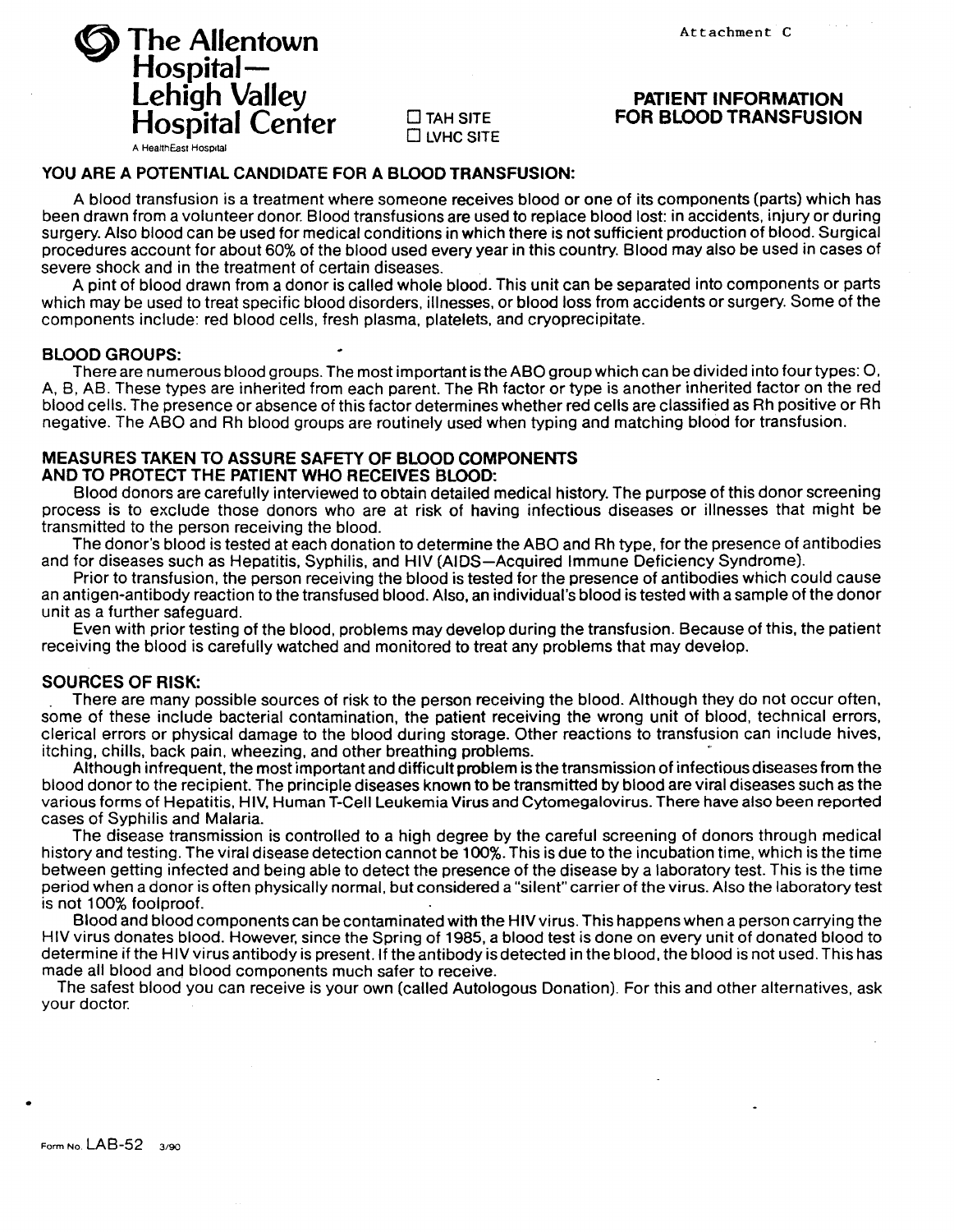Attachment C

# The Allentown Hospital— Lehigh Valley Hospital Center

A HealthEast Hospital

☐ TAH SITE
☐ LVHC SITE

## PATIENT INFORMATION FOR BLOOD TRANSFUSION

### YOU ARE A POTENTIAL CANDIDATE FOR A BLOOD TRANSFUSION:

A blood transfusion is a treatment where someone receives blood or one of its components (parts) which has been drawn from a volunteer donor. Blood transfusions are used to replace blood lost: in accidents, injury or during surgery. Also blood can be used for medical conditions in which there is not sufficient production of blood. Surgical procedures account for about 60% of the blood used every year in this country. Blood may also be used in cases of severe shock and in the treatment of certain diseases.

A pint of blood drawn from a donor is called whole blood. This unit can be separated into components or parts which may be used to treat specific blood disorders, illnesses, or blood loss from accidents or surgery. Some of the components include: red blood cells, fresh plasma, platelets, and cryoprecipitate.

### BLOOD GROUPS:

There are numerous blood groups. The most important is the ABO group which can be divided into four types: O, A, B, AB. These types are inherited from each parent. The Rh factor or type is another inherited factor on the red blood cells. The presence or absence of this factor determines whether red cells are classified as Rh positive or Rh negative. The ABO and Rh blood groups are routinely used when typing and matching blood for transfusion.

### MEASURES TAKEN TO ASSURE SAFETY OF BLOOD COMPONENTS AND TO PROTECT THE PATIENT WHO RECEIVES BLOOD:

Blood donors are carefully interviewed to obtain detailed medical history. The purpose of this donor screening process is to exclude those donors who are at risk of having infectious diseases or illnesses that might be transmitted to the person receiving the blood.

The donor's blood is tested at each donation to determine the ABO and Rh type, for the presence of antibodies and for diseases such as Hepatitis, Syphilis, and HIV (AIDS—Acquired Immune Deficiency Syndrome).

Prior to transfusion, the person receiving the blood is tested for the presence of antibodies which could cause an antigen-antibody reaction to the transfused blood. Also, an individual's blood is tested with a sample of the donor unit as a further safeguard.

Even with prior testing of the blood, problems may develop during the transfusion. Because of this, the patient receiving the blood is carefully watched and monitored to treat any problems that may develop.

### SOURCES OF RISK:

There are many possible sources of risk to the person receiving the blood. Although they do not occur often, some of these include bacterial contamination, the patient receiving the wrong unit of blood, technical errors, clerical errors or physical damage to the blood during storage. Other reactions to transfusion can include hives, itching, chills, back pain, wheezing, and other breathing problems.

Although infrequent, the most important and difficult problem is the transmission of infectious diseases from the blood donor to the recipient. The principle diseases known to be transmitted by blood are viral diseases such as the various forms of Hepatitis, HIV, Human T-Cell Leukemia Virus and Cytomegalovirus. There have also been reported cases of Syphilis and Malaria.

The disease transmission is controlled to a high degree by the careful screening of donors through medical history and testing. The viral disease detection cannot be 100%. This is due to the incubation time, which is the time between getting infected and being able to detect the presence of the disease by a laboratory test. This is the time period when a donor is often physically normal, but considered a "silent" carrier of the virus. Also the laboratory test is not 100% foolproof.

Blood and blood components can be contaminated with the HIV virus. This happens when a person carrying the HIV virus donates blood. However, since the Spring of 1985, a blood test is done on every unit of donated blood to determine if the HIV virus antibody is present. If the antibody is detected in the blood, the blood is not used. This has made all blood and blood components much safer to receive.

The safest blood you can receive is your own (called Autologous Donation). For this and other alternatives, ask your doctor.

Form No. LAB-52 3/90